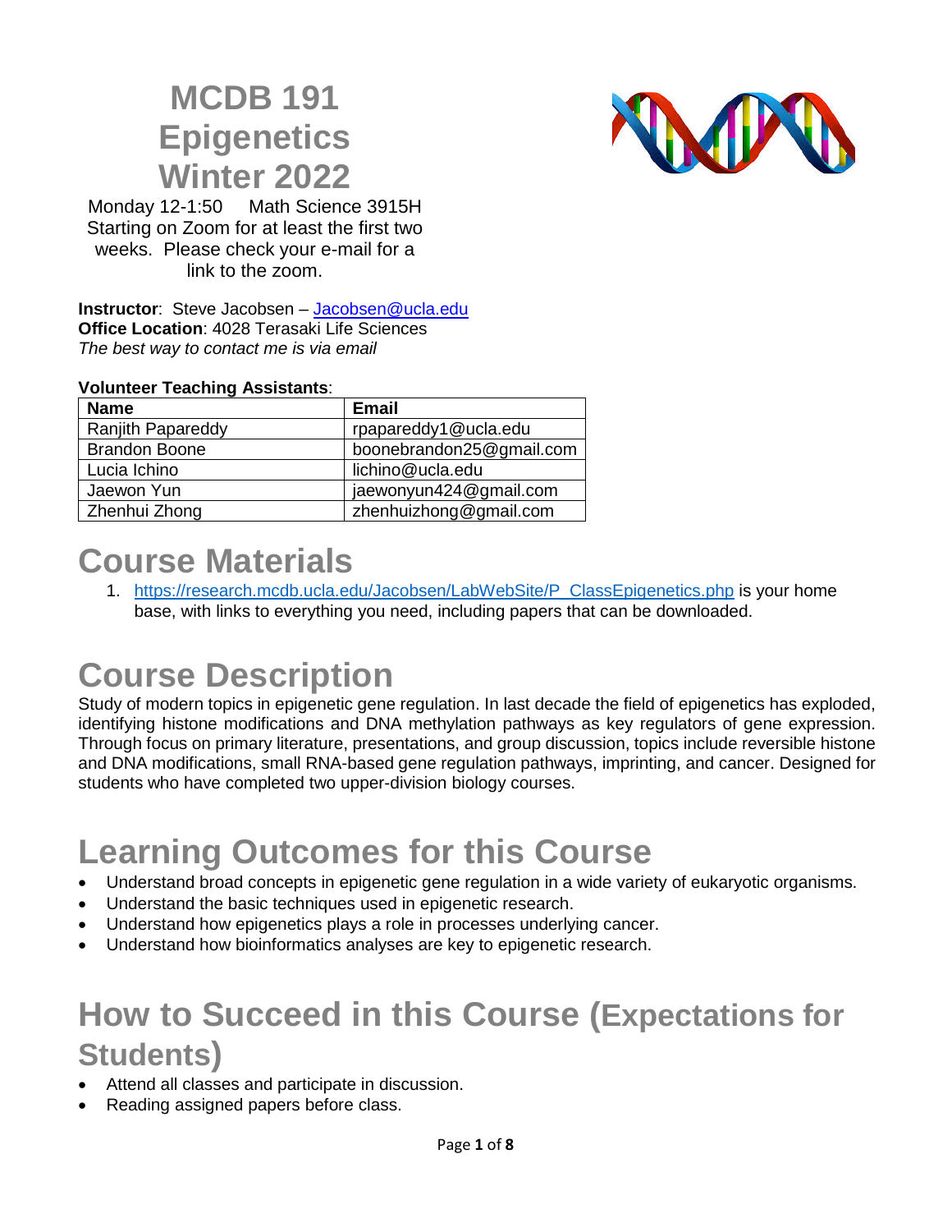# MCDB 191 Epigenetics Winter 2022

Monday 12-1:50   Math Science 3915H
Starting on Zoom for at least the first two weeks. Please check your e-mail for a link to the zoom.

**Instructor**: Steve Jacobsen – Jacobsen@ucla.edu
**Office Location**: 4028 Terasaki Life Sciences
*The best way to contact me is via email*

**Volunteer Teaching Assistants**:

| Name | Email |
|---|---|
| Ranjith Papareddy | rpapareddy1@ucla.edu |
| Brandon Boone | boonebrandon25@gmail.com |
| Lucia Ichino | lichino@ucla.edu |
| Jaewon Yun | jaewonyun424@gmail.com |
| Zhenhui Zhong | zhenhuizhong@gmail.com |

# Course Materials

1. https://research.mcdb.ucla.edu/Jacobsen/LabWebSite/P_ClassEpigenetics.php is your home base, with links to everything you need, including papers that can be downloaded.

# Course Description

Study of modern topics in epigenetic gene regulation. In last decade the field of epigenetics has exploded, identifying histone modifications and DNA methylation pathways as key regulators of gene expression. Through focus on primary literature, presentations, and group discussion, topics include reversible histone and DNA modifications, small RNA-based gene regulation pathways, imprinting, and cancer. Designed for students who have completed two upper-division biology courses.

# Learning Outcomes for this Course

- Understand broad concepts in epigenetic gene regulation in a wide variety of eukaryotic organisms.
- Understand the basic techniques used in epigenetic research.
- Understand how epigenetics plays a role in processes underlying cancer.
- Understand how bioinformatics analyses are key to epigenetic research.

# How to Succeed in this Course (Expectations for Students)

- Attend all classes and participate in discussion.
- Reading assigned papers before class.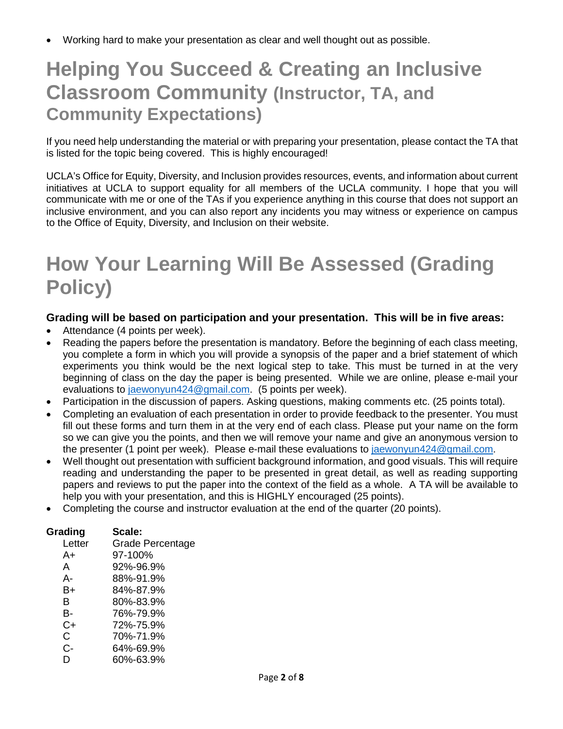- Working hard to make your presentation as clear and well thought out as possible.

# Helping You Succeed & Creating an Inclusive Classroom Community (Instructor, TA, and Community Expectations)

If you need help understanding the material or with preparing your presentation, please contact the TA that is listed for the topic being covered. This is highly encouraged!

UCLA's Office for Equity, Diversity, and Inclusion provides resources, events, and information about current initiatives at UCLA to support equality for all members of the UCLA community. I hope that you will communicate with me or one of the TAs if you experience anything in this course that does not support an inclusive environment, and you can also report any incidents you may witness or experience on campus to the Office of Equity, Diversity, and Inclusion on their website.

# How Your Learning Will Be Assessed (Grading Policy)

**Grading will be based on participation and your presentation. This will be in five areas:**

- Attendance (4 points per week).
- Reading the papers before the presentation is mandatory. Before the beginning of each class meeting, you complete a form in which you will provide a synopsis of the paper and a brief statement of which experiments you think would be the next logical step to take. This must be turned in at the very beginning of class on the day the paper is being presented. While we are online, please e-mail your evaluations to jaewonyun424@gmail.com. (5 points per week).
- Participation in the discussion of papers. Asking questions, making comments etc. (25 points total).
- Completing an evaluation of each presentation in order to provide feedback to the presenter. You must fill out these forms and turn them in at the very end of each class. Please put your name on the form so we can give you the points, and then we will remove your name and give an anonymous version to the presenter (1 point per week). Please e-mail these evaluations to jaewonyun424@gmail.com.
- Well thought out presentation with sufficient background information, and good visuals. This will require reading and understanding the paper to be presented in great detail, as well as reading supporting papers and reviews to put the paper into the context of the field as a whole. A TA will be available to help you with your presentation, and this is HIGHLY encouraged (25 points).
- Completing the course and instructor evaluation at the end of the quarter (20 points).

**Grading Scale:**

| Letter | Grade Percentage |
|---|---|
| A+ | 97-100% |
| A | 92%-96.9% |
| A- | 88%-91.9% |
| B+ | 84%-87.9% |
| B | 80%-83.9% |
| B- | 76%-79.9% |
| C+ | 72%-75.9% |
| C | 70%-71.9% |
| C- | 64%-69.9% |
| D | 60%-63.9% |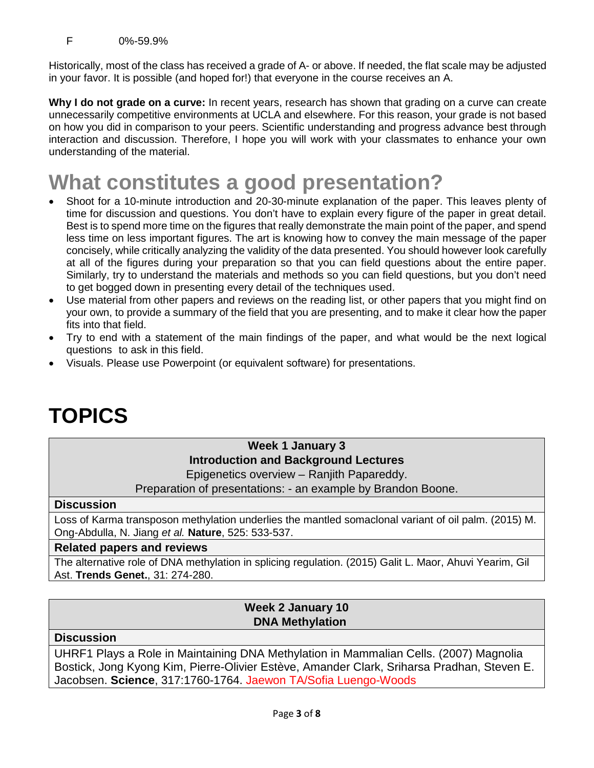F 0%-59.9%

Historically, most of the class has received a grade of A- or above. If needed, the flat scale may be adjusted in your favor. It is possible (and hoped for!) that everyone in the course receives an A.

**Why I do not grade on a curve:** In recent years, research has shown that grading on a curve can create unnecessarily competitive environments at UCLA and elsewhere. For this reason, your grade is not based on how you did in comparison to your peers. Scientific understanding and progress advance best through interaction and discussion. Therefore, I hope you will work with your classmates to enhance your own understanding of the material.

# What constitutes a good presentation?

- Shoot for a 10-minute introduction and 20-30-minute explanation of the paper. This leaves plenty of time for discussion and questions. You don't have to explain every figure of the paper in great detail. Best is to spend more time on the figures that really demonstrate the main point of the paper, and spend less time on less important figures. The art is knowing how to convey the main message of the paper concisely, while critically analyzing the validity of the data presented. You should however look carefully at all of the figures during your preparation so that you can field questions about the entire paper. Similarly, try to understand the materials and methods so you can field questions, but you don't need to get bogged down in presenting every detail of the techniques used.
- Use material from other papers and reviews on the reading list, or other papers that you might find on your own, to provide a summary of the field that you are presenting, and to make it clear how the paper fits into that field.
- Try to end with a statement of the main findings of the paper, and what would be the next logical questions to ask in this field.
- Visuals. Please use Powerpoint (or equivalent software) for presentations.

# TOPICS

**Week 1 January 3**
**Introduction and Background Lectures**
Epigenetics overview – Ranjith Papareddy.
Preparation of presentations: - an example by Brandon Boone.

**Discussion**

Loss of Karma transposon methylation underlies the mantled somaclonal variant of oil palm. (2015) M. Ong-Abdulla, N. Jiang *et al.* **Nature**, 525: 533-537.

**Related papers and reviews**

The alternative role of DNA methylation in splicing regulation. (2015) Galit L. Maor, Ahuvi Yearim, Gil Ast. **Trends Genet.**, 31: 274-280.

**Week 2 January 10**
**DNA Methylation**

**Discussion**

UHRF1 Plays a Role in Maintaining DNA Methylation in Mammalian Cells. (2007) Magnolia Bostick, Jong Kyong Kim, Pierre-Olivier Estève, Amander Clark, Sriharsa Pradhan, Steven E. Jacobsen. **Science**, 317:1760-1764. Jaewon TA/Sofia Luengo-Woods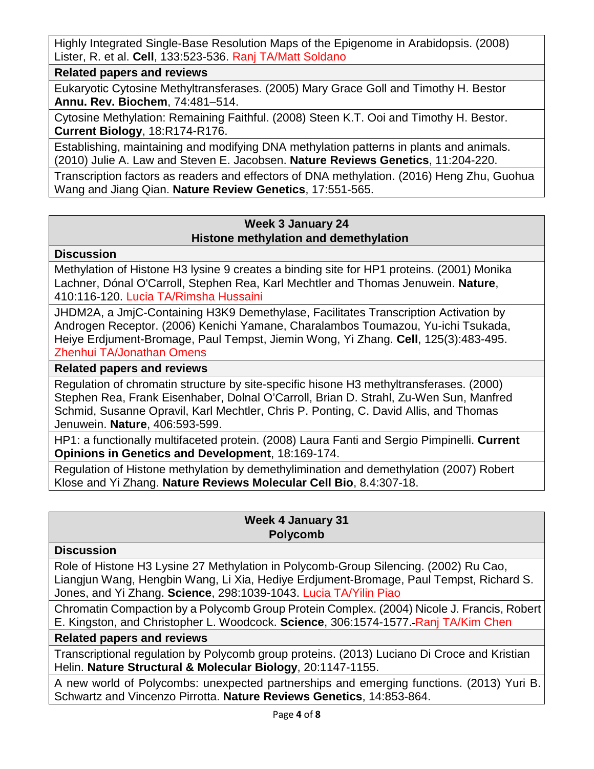Highly Integrated Single-Base Resolution Maps of the Epigenome in Arabidopsis. (2008) Lister, R. et al. **Cell**, 133:523-536. Ranj TA/Matt Soldano

**Related papers and reviews**

Eukaryotic Cytosine Methyltransferases. (2005) Mary Grace Goll and Timothy H. Bestor **Annu. Rev. Biochem**, 74:481–514.

Cytosine Methylation: Remaining Faithful. (2008) Steen K.T. Ooi and Timothy H. Bestor. **Current Biology**, 18:R174-R176.

Establishing, maintaining and modifying DNA methylation patterns in plants and animals. (2010) Julie A. Law and Steven E. Jacobsen. **Nature Reviews Genetics**, 11:204-220.

Transcription factors as readers and effectors of DNA methylation. (2016) Heng Zhu, Guohua Wang and Jiang Qian. **Nature Review Genetics**, 17:551-565.

## Week 3 January 24
## Histone methylation and demethylation

**Discussion**

Methylation of Histone H3 lysine 9 creates a binding site for HP1 proteins. (2001) Monika Lachner, Dónal O'Carroll, Stephen Rea, Karl Mechtler and Thomas Jenuwein. **Nature**, 410:116-120. Lucia TA/Rimsha Hussaini

JHDM2A, a JmjC-Containing H3K9 Demethylase, Facilitates Transcription Activation by Androgen Receptor. (2006) Kenichi Yamane, Charalambos Toumazou, Yu-ichi Tsukada, Heiye Erdjument-Bromage, Paul Tempst, Jiemin Wong, Yi Zhang. **Cell**, 125(3):483-495. Zhenhui TA/Jonathan Omens

**Related papers and reviews**

Regulation of chromatin structure by site-specific hisone H3 methyltransferases. (2000) Stephen Rea, Frank Eisenhaber, Dolnal O'Carroll, Brian D. Strahl, Zu-Wen Sun, Manfred Schmid, Susanne Opravil, Karl Mechtler, Chris P. Ponting, C. David Allis, and Thomas Jenuwein. **Nature**, 406:593-599.

HP1: a functionally multifaceted protein. (2008) Laura Fanti and Sergio Pimpinelli. **Current Opinions in Genetics and Development**, 18:169-174.

Regulation of Histone methylation by demethylimination and demethylation (2007) Robert Klose and Yi Zhang. **Nature Reviews Molecular Cell Bio**, 8.4:307-18.

## Week 4 January 31
## Polycomb

**Discussion**

Role of Histone H3 Lysine 27 Methylation in Polycomb-Group Silencing. (2002) Ru Cao, Liangjun Wang, Hengbin Wang, Li Xia, Hediye Erdjument-Bromage, Paul Tempst, Richard S. Jones, and Yi Zhang. **Science**, 298:1039-1043. Lucia TA/Yilin Piao

Chromatin Compaction by a Polycomb Group Protein Complex. (2004) Nicole J. Francis, Robert E. Kingston, and Christopher L. Woodcock. **Science**, 306:1574-1577.-Ranj TA/Kim Chen

**Related papers and reviews**

Transcriptional regulation by Polycomb group proteins. (2013) Luciano Di Croce and Kristian Helin. **Nature Structural & Molecular Biology**, 20:1147-1155.

A new world of Polycombs: unexpected partnerships and emerging functions. (2013) Yuri B. Schwartz and Vincenzo Pirrotta. **Nature Reviews Genetics**, 14:853-864.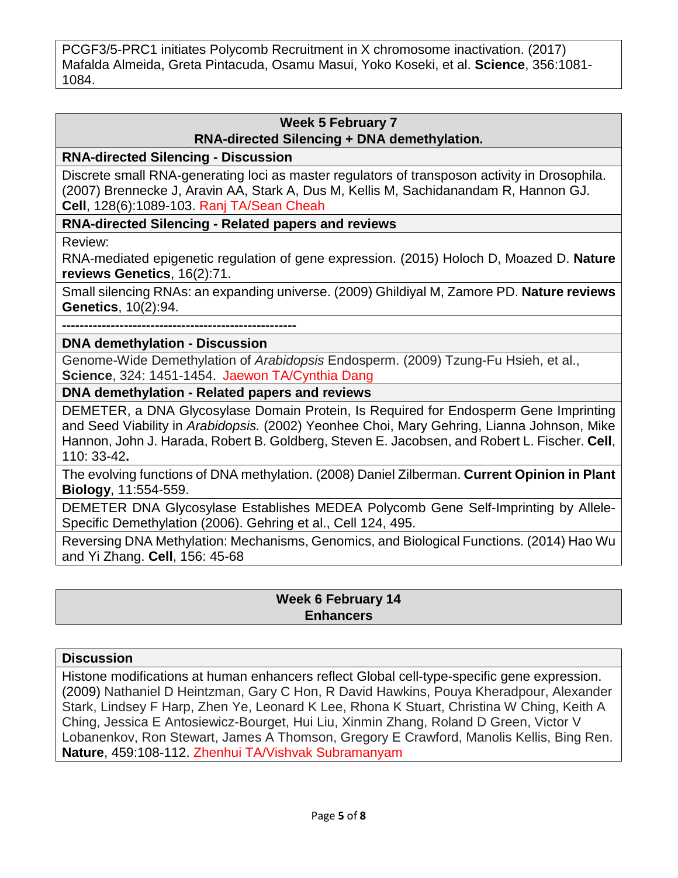PCGF3/5-PRC1 initiates Polycomb Recruitment in X chromosome inactivation. (2017) Mafalda Almeida, Greta Pintacuda, Osamu Masui, Yoko Koseki, et al. **Science**, 356:1081-1084.

## Week 5 February 7
## RNA-directed Silencing + DNA demethylation.

### RNA-directed Silencing - Discussion

Discrete small RNA-generating loci as master regulators of transposon activity in Drosophila. (2007) Brennecke J, Aravin AA, Stark A, Dus M, Kellis M, Sachidanandam R, Hannon GJ. **Cell**, 128(6):1089-103. Ranj TA/Sean Cheah

### RNA-directed Silencing - Related papers and reviews

Review:

RNA-mediated epigenetic regulation of gene expression. (2015) Holoch D, Moazed D. **Nature reviews Genetics**, 16(2):71.

Small silencing RNAs: an expanding universe. (2009) Ghildiyal M, Zamore PD. **Nature reviews Genetics**, 10(2):94.

**-----------------------------------------------------**

### DNA demethylation - Discussion

Genome-Wide Demethylation of *Arabidopsis* Endosperm. (2009) Tzung-Fu Hsieh, et al., **Science**, 324: 1451-1454. Jaewon TA/Cynthia Dang

### DNA demethylation - Related papers and reviews

DEMETER, a DNA Glycosylase Domain Protein, Is Required for Endosperm Gene Imprinting and Seed Viability in *Arabidopsis.* (2002) Yeonhee Choi, Mary Gehring, Lianna Johnson, Mike Hannon, John J. Harada, Robert B. Goldberg, Steven E. Jacobsen, and Robert L. Fischer. **Cell**, 110: 33-42**.**

The evolving functions of DNA methylation. (2008) Daniel Zilberman. **Current Opinion in Plant Biology**, 11:554-559.

DEMETER DNA Glycosylase Establishes MEDEA Polycomb Gene Self-Imprinting by Allele-Specific Demethylation (2006). Gehring et al., Cell 124, 495.

Reversing DNA Methylation: Mechanisms, Genomics, and Biological Functions. (2014) Hao Wu and Yi Zhang. **Cell**, 156: 45-68

## Week 6 February 14
## Enhancers

### Discussion

Histone modifications at human enhancers reflect Global cell-type-specific gene expression. (2009) Nathaniel D Heintzman, Gary C Hon, R David Hawkins, Pouya Kheradpour, Alexander Stark, Lindsey F Harp, Zhen Ye, Leonard K Lee, Rhona K Stuart, Christina W Ching, Keith A Ching, Jessica E Antosiewicz-Bourget, Hui Liu, Xinmin Zhang, Roland D Green, Victor V Lobanenkov, Ron Stewart, James A Thomson, Gregory E Crawford, Manolis Kellis, Bing Ren. **Nature**, 459:108-112. Zhenhui TA/Vishvak Subramanyam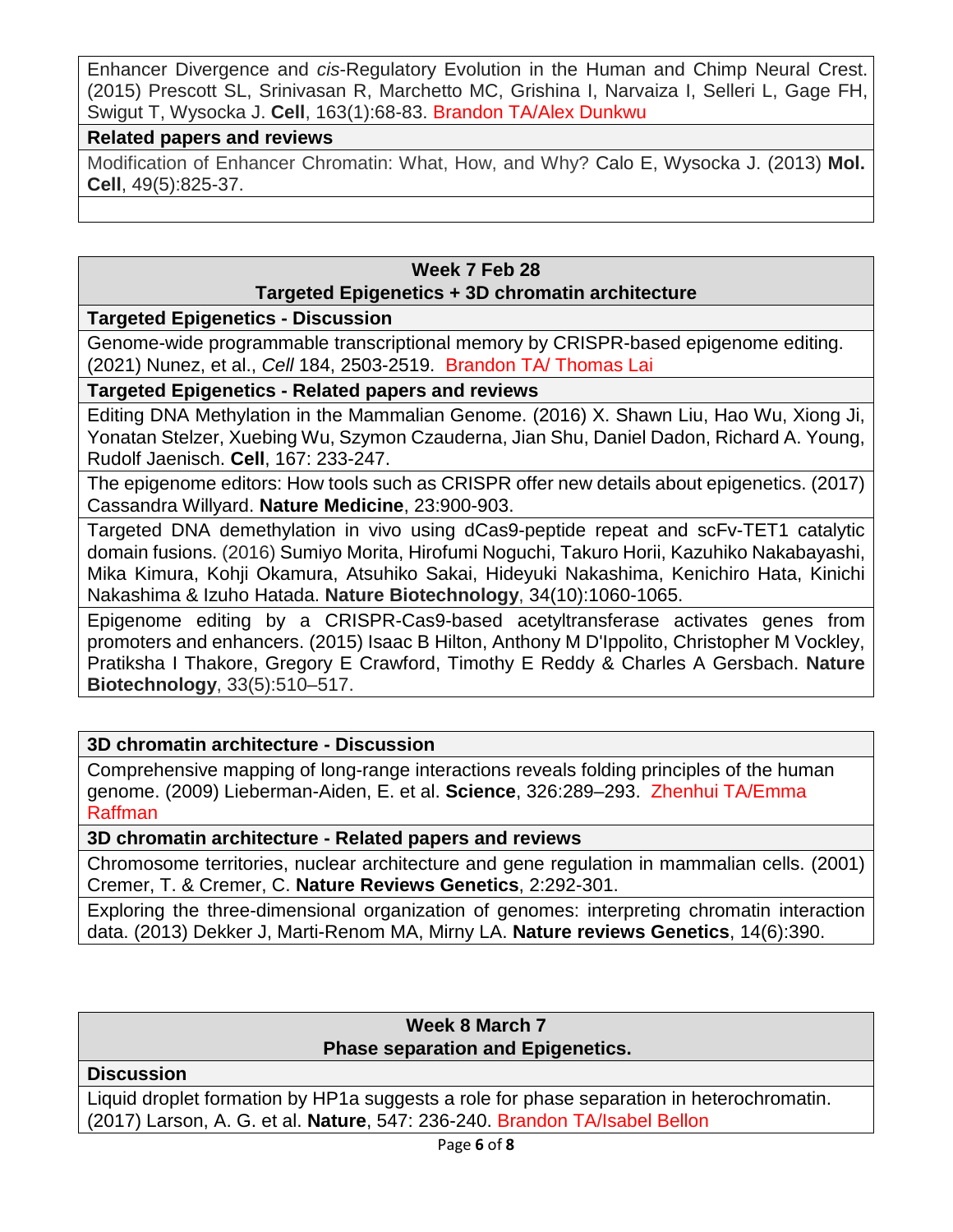Enhancer Divergence and *cis*-Regulatory Evolution in the Human and Chimp Neural Crest. (2015) Prescott SL, Srinivasan R, Marchetto MC, Grishina I, Narvaiza I, Selleri L, Gage FH, Swigut T, Wysocka J. **Cell**, 163(1):68-83. Brandon TA/Alex Dunkwu

**Related papers and reviews**

Modification of Enhancer Chromatin: What, How, and Why? Calo E, Wysocka J. (2013) **Mol. Cell**, 49(5):825-37.

## Week 7 Feb 28
## Targeted Epigenetics + 3D chromatin architecture

**Targeted Epigenetics - Discussion**

Genome-wide programmable transcriptional memory by CRISPR-based epigenome editing. (2021) Nunez, et al., *Cell* 184, 2503-2519. Brandon TA/ Thomas Lai

**Targeted Epigenetics - Related papers and reviews**

Editing DNA Methylation in the Mammalian Genome. (2016) X. Shawn Liu, Hao Wu, Xiong Ji, Yonatan Stelzer, Xuebing Wu, Szymon Czauderna, Jian Shu, Daniel Dadon, Richard A. Young, Rudolf Jaenisch. **Cell**, 167: 233-247.

The epigenome editors: How tools such as CRISPR offer new details about epigenetics. (2017) Cassandra Willyard. **Nature Medicine**, 23:900-903.

Targeted DNA demethylation in vivo using dCas9-peptide repeat and scFv-TET1 catalytic domain fusions. (2016) Sumiyo Morita, Hirofumi Noguchi, Takuro Horii, Kazuhiko Nakabayashi, Mika Kimura, Kohji Okamura, Atsuhiko Sakai, Hideyuki Nakashima, Kenichiro Hata, Kinichi Nakashima & Izuho Hatada. **Nature Biotechnology**, 34(10):1060-1065.

Epigenome editing by a CRISPR-Cas9-based acetyltransferase activates genes from promoters and enhancers. (2015) Isaac B Hilton, Anthony M D'Ippolito, Christopher M Vockley, Pratiksha I Thakore, Gregory E Crawford, Timothy E Reddy & Charles A Gersbach. **Nature Biotechnology**, 33(5):510–517.

**3D chromatin architecture - Discussion**

Comprehensive mapping of long-range interactions reveals folding principles of the human genome. (2009) Lieberman-Aiden, E. et al. **Science**, 326:289–293. Zhenhui TA/Emma Raffman

**3D chromatin architecture - Related papers and reviews**

Chromosome territories, nuclear architecture and gene regulation in mammalian cells. (2001) Cremer, T. & Cremer, C. **Nature Reviews Genetics**, 2:292-301.

Exploring the three-dimensional organization of genomes: interpreting chromatin interaction data. (2013) Dekker J, Marti-Renom MA, Mirny LA. **Nature reviews Genetics**, 14(6):390.

## Week 8 March 7
## Phase separation and Epigenetics.

**Discussion**

Liquid droplet formation by HP1a suggests a role for phase separation in heterochromatin. (2017) Larson, A. G. et al. **Nature**, 547: 236-240. Brandon TA/Isabel Bellon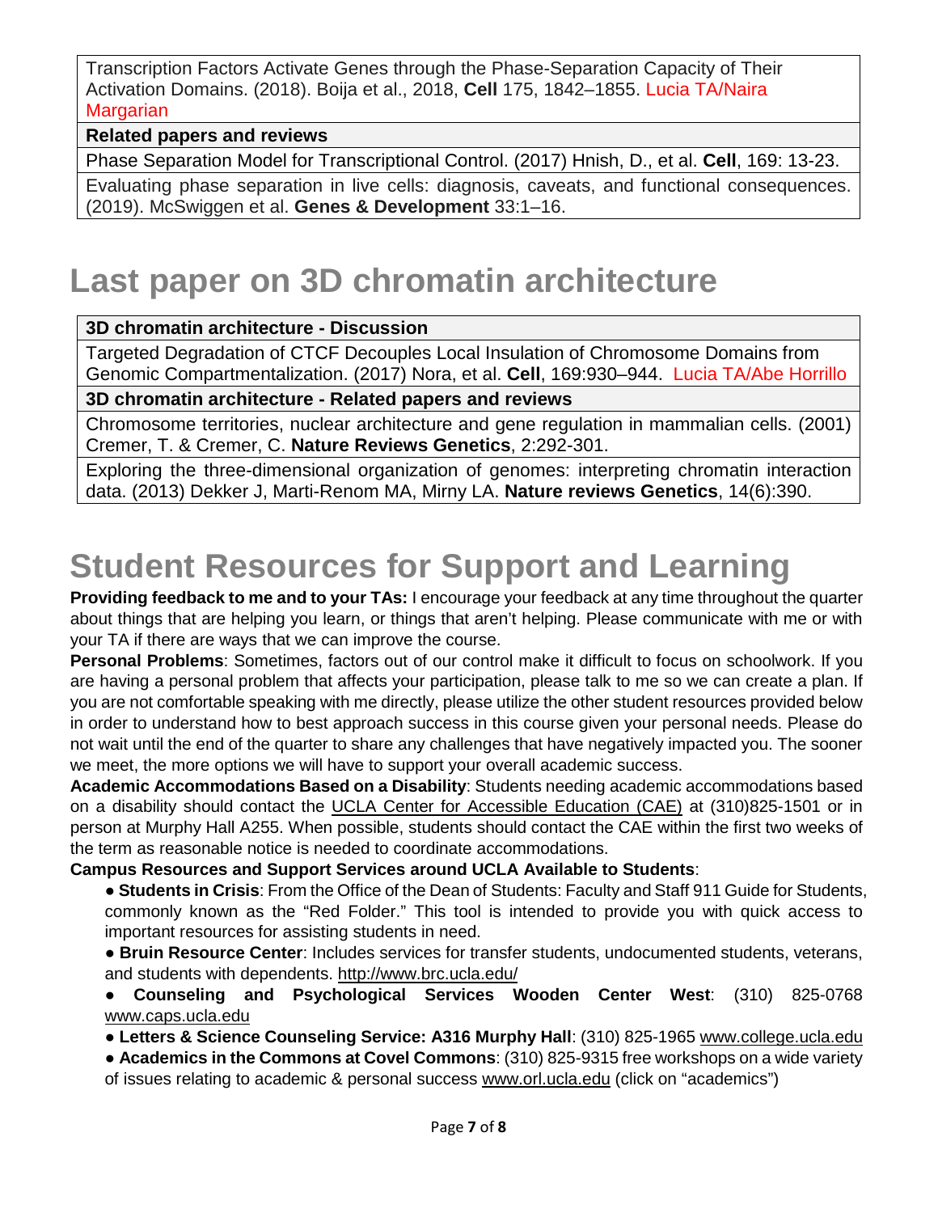| Transcription Factors Activate Genes through the Phase-Separation Capacity of Their Activation Domains. (2018). Boija et al., 2018, **Cell** 175, 1842–1855. Lucia TA/Naira Margarian |
| --- |
| **Related papers and reviews** |
| Phase Separation Model for Transcriptional Control. (2017) Hnish, D., et al. **Cell**, 169: 13-23. |
| Evaluating phase separation in live cells: diagnosis, caveats, and functional consequences. (2019). McSwiggen et al. **Genes & Development** 33:1–16. |

# Last paper on 3D chromatin architecture

| **3D chromatin architecture - Discussion** |
| --- |
| Targeted Degradation of CTCF Decouples Local Insulation of Chromosome Domains from Genomic Compartmentalization. (2017) Nora, et al. **Cell**, 169:930–944. Lucia TA/Abe Horrillo |
| **3D chromatin architecture - Related papers and reviews** |
| Chromosome territories, nuclear architecture and gene regulation in mammalian cells. (2001) Cremer, T. & Cremer, C. **Nature Reviews Genetics**, 2:292-301. |
| Exploring the three-dimensional organization of genomes: interpreting chromatin interaction data. (2013) Dekker J, Marti-Renom MA, Mirny LA. **Nature reviews Genetics**, 14(6):390. |

# Student Resources for Support and Learning

**Providing feedback to me and to your TAs:** I encourage your feedback at any time throughout the quarter about things that are helping you learn, or things that aren't helping. Please communicate with me or with your TA if there are ways that we can improve the course.

**Personal Problems**: Sometimes, factors out of our control make it difficult to focus on schoolwork. If you are having a personal problem that affects your participation, please talk to me so we can create a plan. If you are not comfortable speaking with me directly, please utilize the other student resources provided below in order to understand how to best approach success in this course given your personal needs. Please do not wait until the end of the quarter to share any challenges that have negatively impacted you. The sooner we meet, the more options we will have to support your overall academic success.

**Academic Accommodations Based on a Disability**: Students needing academic accommodations based on a disability should contact the UCLA Center for Accessible Education (CAE) at (310)825-1501 or in person at Murphy Hall A255. When possible, students should contact the CAE within the first two weeks of the term as reasonable notice is needed to coordinate accommodations.

**Campus Resources and Support Services around UCLA Available to Students**:

- **Students in Crisis**: From the Office of the Dean of Students: Faculty and Staff 911 Guide for Students, commonly known as the "Red Folder." This tool is intended to provide you with quick access to important resources for assisting students in need.
- **Bruin Resource Center**: Includes services for transfer students, undocumented students, veterans, and students with dependents. http://www.brc.ucla.edu/
- **Counseling and Psychological Services Wooden Center West**: (310) 825-0768 www.caps.ucla.edu
- **Letters & Science Counseling Service: A316 Murphy Hall**: (310) 825-1965 www.college.ucla.edu
- **Academics in the Commons at Covel Commons**: (310) 825-9315 free workshops on a wide variety of issues relating to academic & personal success www.orl.ucla.edu (click on "academics")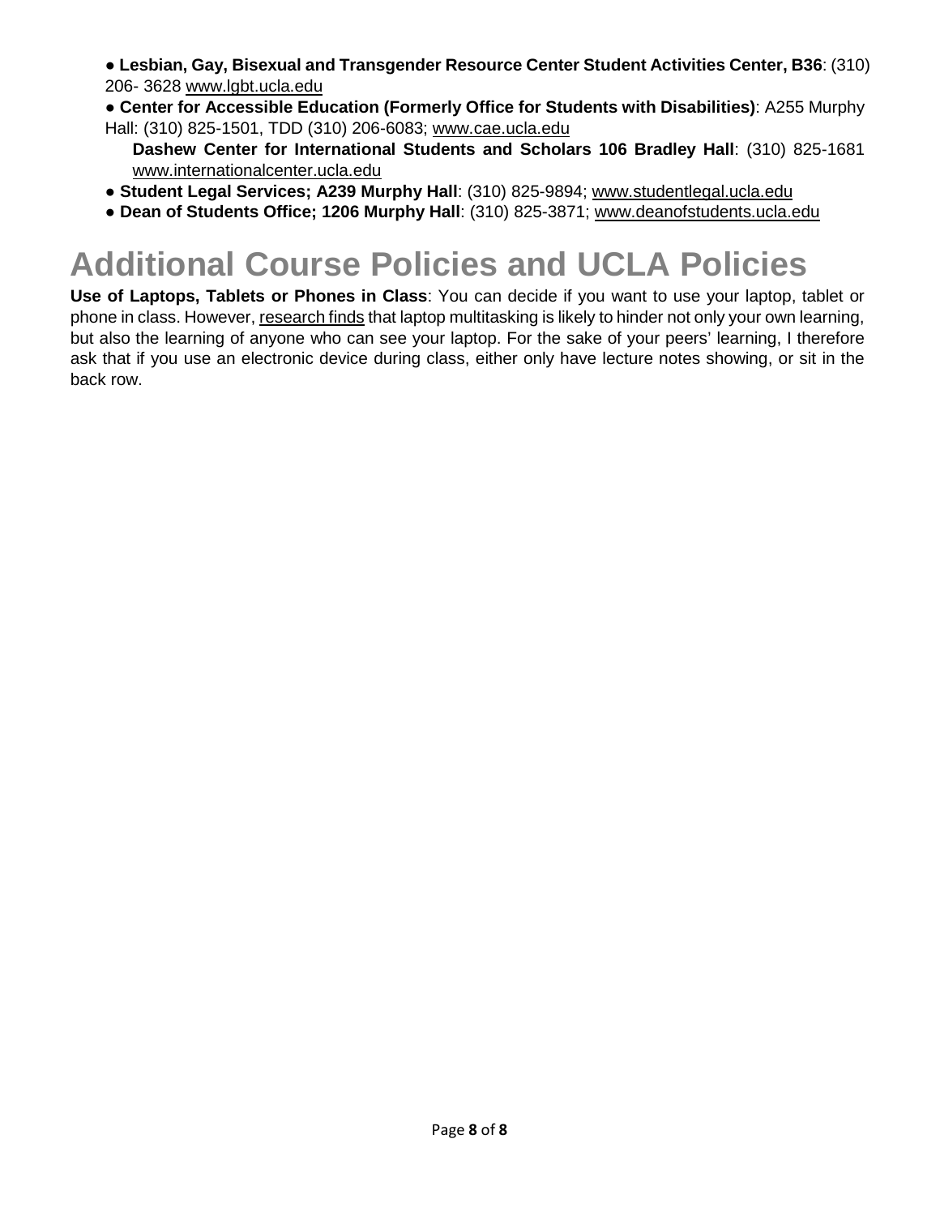- **Lesbian, Gay, Bisexual and Transgender Resource Center Student Activities Center, B36**: (310) 206- 3628 www.lgbt.ucla.edu
- **Center for Accessible Education (Formerly Office for Students with Disabilities)**: A255 Murphy Hall: (310) 825-1501, TDD (310) 206-6083; www.cae.ucla.edu
- **Dashew Center for International Students and Scholars 106 Bradley Hall**: (310) 825-1681 www.internationalcenter.ucla.edu
- **Student Legal Services; A239 Murphy Hall**: (310) 825-9894; www.studentlegal.ucla.edu
- **Dean of Students Office; 1206 Murphy Hall**: (310) 825-3871; www.deanofstudents.ucla.edu

# Additional Course Policies and UCLA Policies

**Use of Laptops, Tablets or Phones in Class**: You can decide if you want to use your laptop, tablet or phone in class. However, research finds that laptop multitasking is likely to hinder not only your own learning, but also the learning of anyone who can see your laptop. For the sake of your peers' learning, I therefore ask that if you use an electronic device during class, either only have lecture notes showing, or sit in the back row.